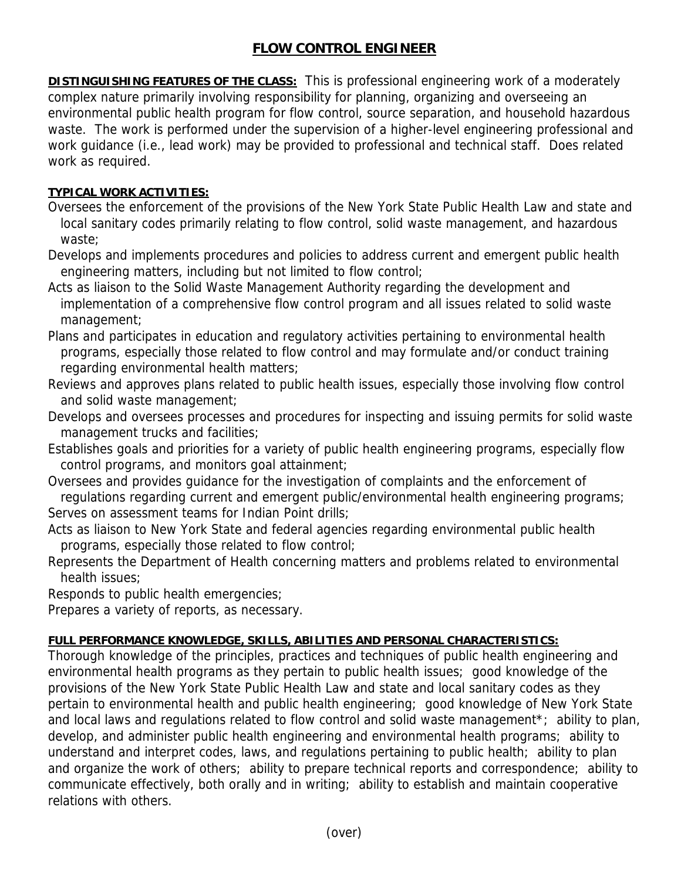# FLOW CONTROL ENGINEER

**DISTINGUISHING FEATURES OF THE CLASS:** This is professional engineering work of a moderately complex nature primarily involving responsibility for planning, organizing and overseeing an environmental public health program for flow control, source separation, and household hazardous waste. The work is performed under the supervision of a higher-level engineering professional and work guidance (i.e., lead work) may be provided to professional and technical staff. Does related work as required.

**TYPICAL WORK ACTIVITIES:**

Oversees the enforcement of the provisions of the New York State Public Health Law and state and local sanitary codes primarily relating to flow control, solid waste management, and hazardous waste;

Develops and implements procedures and policies to address current and emergent public health engineering matters, including but not limited to flow control;

Acts as liaison to the Solid Waste Management Authority regarding the development and implementation of a comprehensive flow control program and all issues related to solid waste management;

Plans and participates in education and regulatory activities pertaining to environmental health programs, especially those related to flow control and may formulate and/or conduct training regarding environmental health matters;

Reviews and approves plans related to public health issues, especially those involving flow control and solid waste management;

Develops and oversees processes and procedures for inspecting and issuing permits for solid waste management trucks and facilities;

Establishes goals and priorities for a variety of public health engineering programs, especially flow control programs, and monitors goal attainment;

Oversees and provides guidance for the investigation of complaints and the enforcement of regulations regarding current and emergent public/environmental health engineering programs;

Serves on assessment teams for Indian Point drills;

Acts as liaison to New York State and federal agencies regarding environmental public health programs, especially those related to flow control;

Represents the Department of Health concerning matters and problems related to environmental health issues;

Responds to public health emergencies;

Prepares a variety of reports, as necessary.

**FULL PERFORMANCE KNOWLEDGE, SKILLS, ABILITIES AND PERSONAL CHARACTERISTICS:**

Thorough knowledge of the principles, practices and techniques of public health engineering and environmental health programs as they pertain to public health issues; good knowledge of the provisions of the New York State Public Health Law and state and local sanitary codes as they pertain to environmental health and public health engineering; good knowledge of New York State and local laws and regulations related to flow control and solid waste management*; ability to plan, develop, and administer public health engineering and environmental health programs; ability to understand and interpret codes, laws, and regulations pertaining to public health; ability to plan and organize the work of others; ability to prepare technical reports and correspondence; ability to communicate effectively, both orally and in writing; ability to establish and maintain cooperative relations with others.

(over)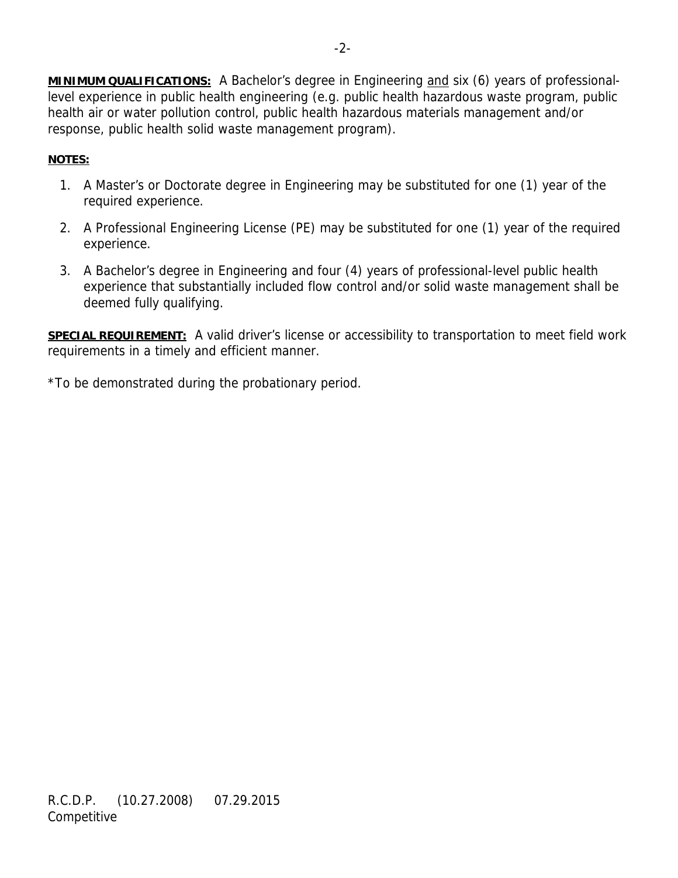**MINIMUM QUALIFICATIONS:** A Bachelor's degree in Engineering and six (6) years of professional-level experience in public health engineering (e.g. public health hazardous waste program, public health air or water pollution control, public health hazardous materials management and/or response, public health solid waste management program).

**NOTES:**

1. A Master's or Doctorate degree in Engineering may be substituted for one (1) year of the required experience.
2. A Professional Engineering License (PE) may be substituted for one (1) year of the required experience.
3. A Bachelor's degree in Engineering and four (4) years of professional-level public health experience that substantially included flow control and/or solid waste management shall be deemed fully qualifying.

**SPECIAL REQUIREMENT:** A valid driver's license or accessibility to transportation to meet field work requirements in a timely and efficient manner.

*To be demonstrated during the probationary period.

R.C.D.P. (10.27.2008) 07.29.2015
Competitive